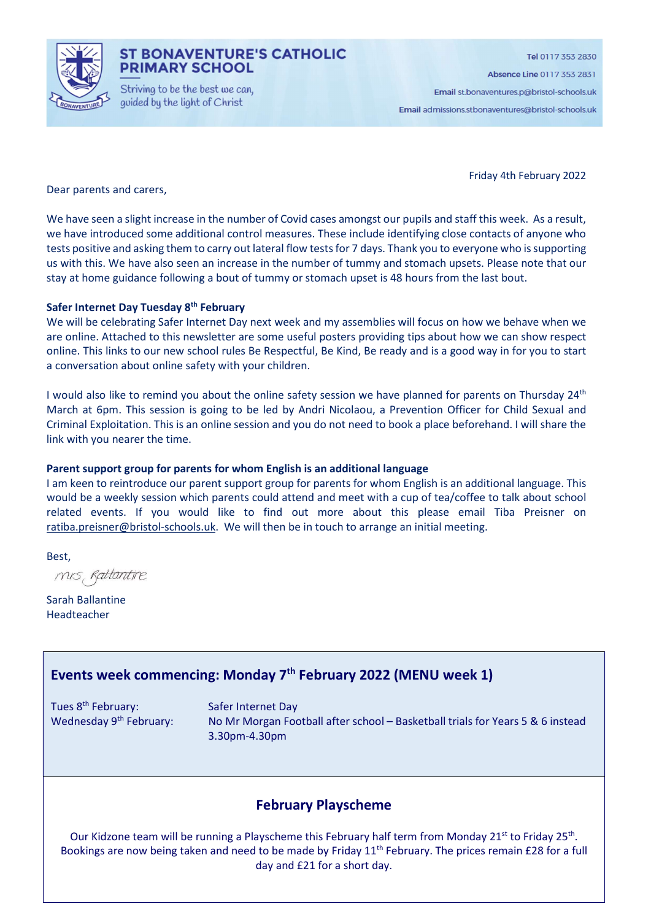# ST BONAVENTURE'S CATHOLIC PRIMARY SCHOOL

Striving to be the best we can, guided by the light of Christ

**Tel** 0117 353 2830
**Absence Line** 0117 353 2831
**Email** st.bonaventures.p@bristol-schools.uk
**Email** admissions.stbonaventures@bristol-schools.uk

Friday 4th February 2022

Dear parents and carers,

We have seen a slight increase in the number of Covid cases amongst our pupils and staff this week. As a result, we have introduced some additional control measures. These include identifying close contacts of anyone who tests positive and asking them to carry out lateral flow tests for 7 days. Thank you to everyone who is supporting us with this. We have also seen an increase in the number of tummy and stomach upsets. Please note that our stay at home guidance following a bout of tummy or stomach upset is 48 hours from the last bout.

**Safer Internet Day Tuesday 8th February**

We will be celebrating Safer Internet Day next week and my assemblies will focus on how we behave when we are online. Attached to this newsletter are some useful posters providing tips about how we can show respect online. This links to our new school rules Be Respectful, Be Kind, Be ready and is a good way in for you to start a conversation about online safety with your children.

I would also like to remind you about the online safety session we have planned for parents on Thursday 24th March at 6pm. This session is going to be led by Andri Nicolaou, a Prevention Officer for Child Sexual and Criminal Exploitation. This is an online session and you do not need to book a place beforehand. I will share the link with you nearer the time.

**Parent support group for parents for whom English is an additional language**

I am keen to reintroduce our parent support group for parents for whom English is an additional language. This would be a weekly session which parents could attend and meet with a cup of tea/coffee to talk about school related events. If you would like to find out more about this please email Tiba Preisner on ratiba.preisner@bristol-schools.uk. We will then be in touch to arrange an initial meeting.

Best,

Mrs Ballantine

Sarah Ballantine
Headteacher

## Events week commencing: Monday 7th February 2022 (MENU week 1)

| | |
|---|---|
| Tues 8th February: | Safer Internet Day |
| Wednesday 9th February: | No Mr Morgan Football after school – Basketball trials for Years 5 & 6 instead 3.30pm-4.30pm |

## February Playscheme

Our Kidzone team will be running a Playscheme this February half term from Monday 21st to Friday 25th. Bookings are now being taken and need to be made by Friday 11th February. The prices remain £28 for a full day and £21 for a short day.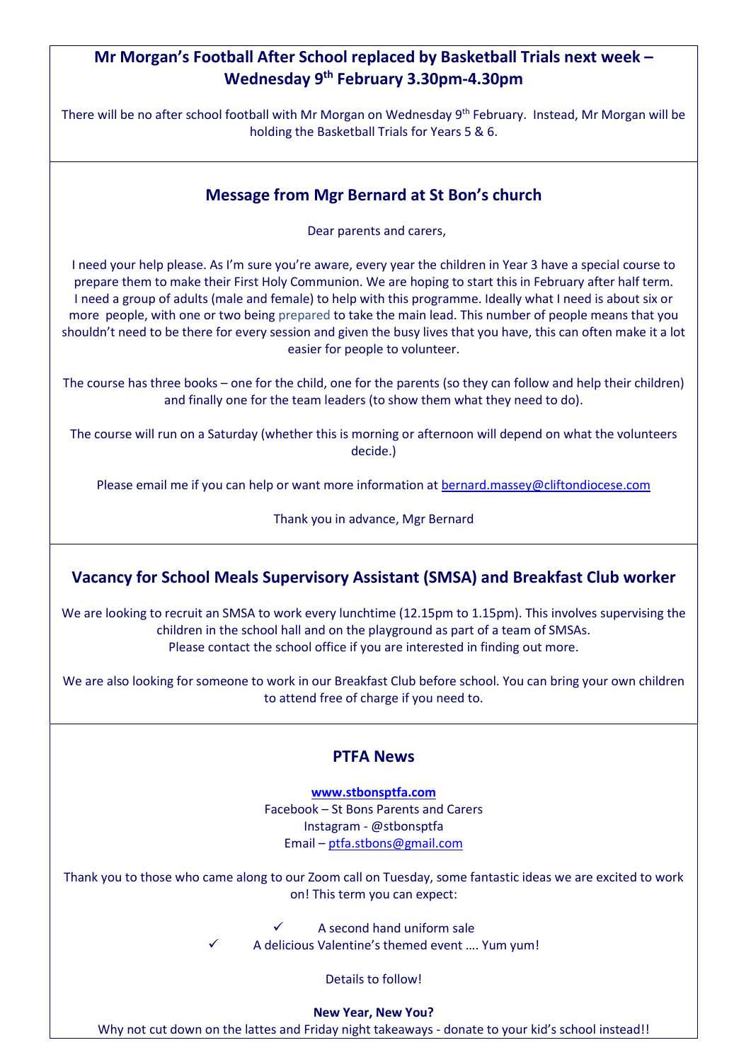## Mr Morgan's Football After School replaced by Basketball Trials next week – Wednesday 9th February 3.30pm-4.30pm

There will be no after school football with Mr Morgan on Wednesday 9th February. Instead, Mr Morgan will be holding the Basketball Trials for Years 5 & 6.

## Message from Mgr Bernard at St Bon's church

Dear parents and carers,

I need your help please. As I'm sure you're aware, every year the children in Year 3 have a special course to prepare them to make their First Holy Communion. We are hoping to start this in February after half term. I need a group of adults (male and female) to help with this programme. Ideally what I need is about six or more people, with one or two being prepared to take the main lead. This number of people means that you shouldn't need to be there for every session and given the busy lives that you have, this can often make it a lot easier for people to volunteer.

The course has three books – one for the child, one for the parents (so they can follow and help their children) and finally one for the team leaders (to show them what they need to do).

The course will run on a Saturday (whether this is morning or afternoon will depend on what the volunteers decide.)

Please email me if you can help or want more information at bernard.massey@cliftondiocese.com

Thank you in advance, Mgr Bernard

## Vacancy for School Meals Supervisory Assistant (SMSA) and Breakfast Club worker

We are looking to recruit an SMSA to work every lunchtime (12.15pm to 1.15pm). This involves supervising the children in the school hall and on the playground as part of a team of SMSAs.
Please contact the school office if you are interested in finding out more.

We are also looking for someone to work in our Breakfast Club before school. You can bring your own children to attend free of charge if you need to.

## PTFA News

**www.stbonsptfa.com**
Facebook – St Bons Parents and Carers
Instagram - @stbonsptfa
Email – ptfa.stbons@gmail.com

Thank you to those who came along to our Zoom call on Tuesday, some fantastic ideas we are excited to work on! This term you can expect:

- ✓ A second hand uniform sale
- ✓ A delicious Valentine's themed event …. Yum yum!

Details to follow!

**New Year, New You?**
Why not cut down on the lattes and Friday night takeaways - donate to your kid's school instead!!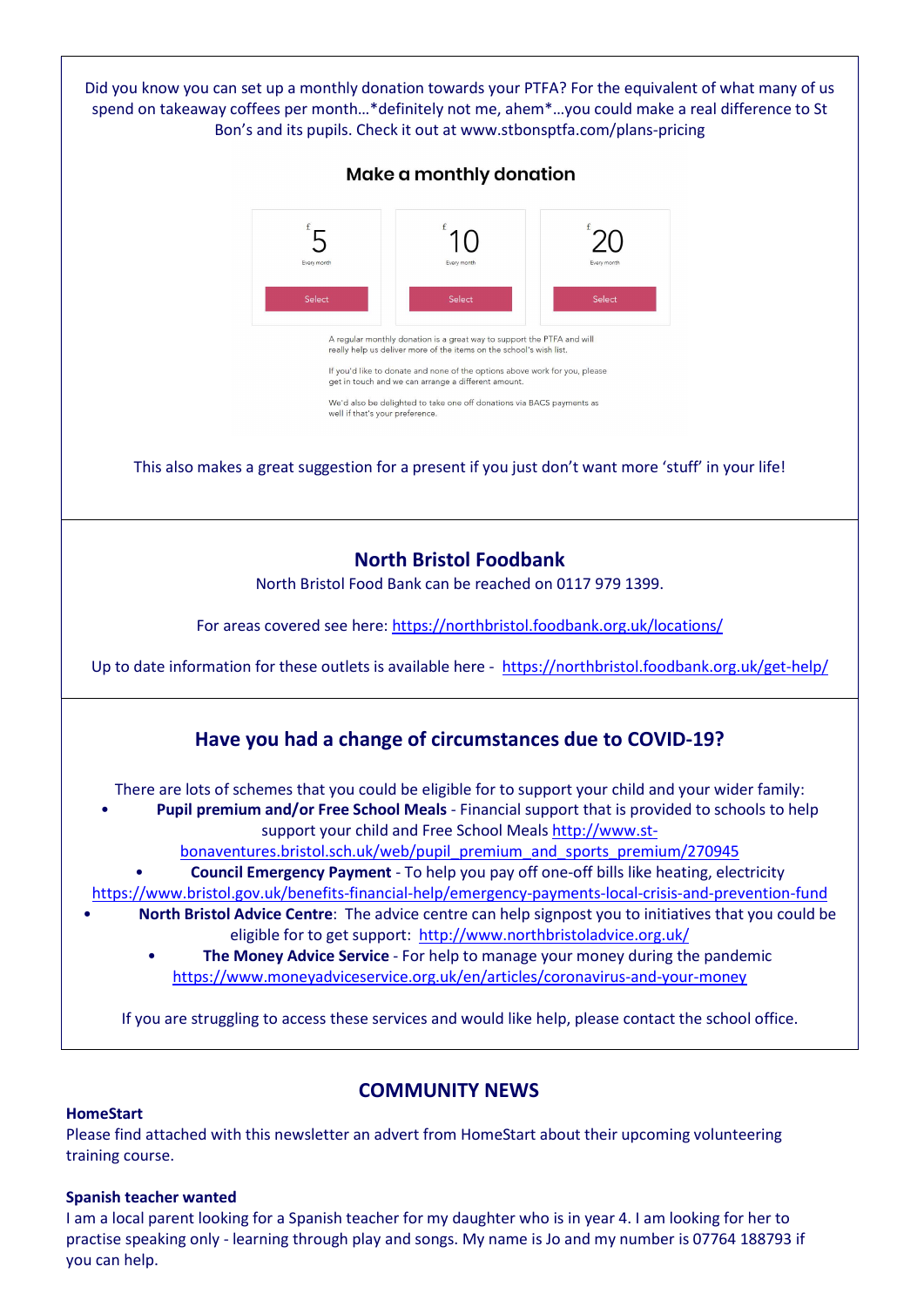Did you know you can set up a monthly donation towards your PTFA? For the equivalent of what many of us spend on takeaway coffees per month…*definitely not me, ahem*…you could make a real difference to St Bon's and its pupils. Check it out at www.stbonsptfa.com/plans-pricing

### Make a monthly donation

| £5 Every month | £10 Every month | £20 Every month |
|---|---|---|
| Select | Select | Select |

A regular monthly donation is a great way to support the PTFA and will really help us deliver more of the items on the school's wish list.

If you'd like to donate and none of the options above work for you, please get in touch and we can arrange a different amount.

We'd also be delighted to take one off donations via BACS payments as well if that's your preference.

This also makes a great suggestion for a present if you just don't want more 'stuff' in your life!

## North Bristol Foodbank

North Bristol Food Bank can be reached on 0117 979 1399.

For areas covered see here: https://northbristol.foodbank.org.uk/locations/

Up to date information for these outlets is available here - https://northbristol.foodbank.org.uk/get-help/

## Have you had a change of circumstances due to COVID-19?

There are lots of schemes that you could be eligible for to support your child and your wider family:

- **Pupil premium and/or Free School Meals** - Financial support that is provided to schools to help support your child and Free School Meals http://www.st-bonaventures.bristol.sch.uk/web/pupil_premium_and_sports_premium/270945
- **Council Emergency Payment** - To help you pay off one-off bills like heating, electricity https://www.bristol.gov.uk/benefits-financial-help/emergency-payments-local-crisis-and-prevention-fund
- **North Bristol Advice Centre**: The advice centre can help signpost you to initiatives that you could be eligible for to get support: http://www.northbristoladvice.org.uk/
- **The Money Advice Service** - For help to manage your money during the pandemic https://www.moneyadviceservice.org.uk/en/articles/coronavirus-and-your-money

If you are struggling to access these services and would like help, please contact the school office.

## COMMUNITY NEWS

**HomeStart**

Please find attached with this newsletter an advert from HomeStart about their upcoming volunteering training course.

**Spanish teacher wanted**

I am a local parent looking for a Spanish teacher for my daughter who is in year 4. I am looking for her to practise speaking only - learning through play and songs. My name is Jo and my number is 07764 188793 if you can help.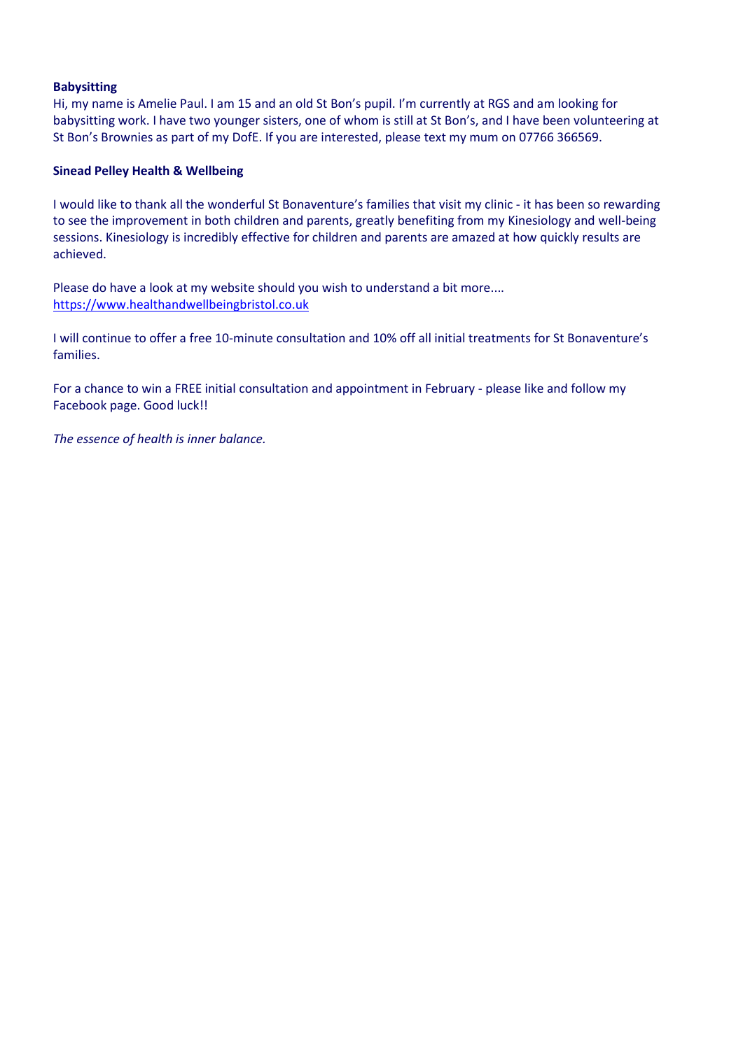**Babysitting**

Hi, my name is Amelie Paul. I am 15 and an old St Bon's pupil. I'm currently at RGS and am looking for babysitting work. I have two younger sisters, one of whom is still at St Bon's, and I have been volunteering at St Bon's Brownies as part of my DofE. If you are interested, please text my mum on 07766 366569.

**Sinead Pelley Health & Wellbeing**

I would like to thank all the wonderful St Bonaventure's families that visit my clinic - it has been so rewarding to see the improvement in both children and parents, greatly benefiting from my Kinesiology and well-being sessions. Kinesiology is incredibly effective for children and parents are amazed at how quickly results are achieved.

Please do have a look at my website should you wish to understand a bit more.... [https://www.healthandwellbeingbristol.co.uk](https://www.healthandwellbeingbristol.co.uk)

I will continue to offer a free 10-minute consultation and 10% off all initial treatments for St Bonaventure's families.

For a chance to win a FREE initial consultation and appointment in February - please like and follow my Facebook page. Good luck!!

*The essence of health is inner balance.*